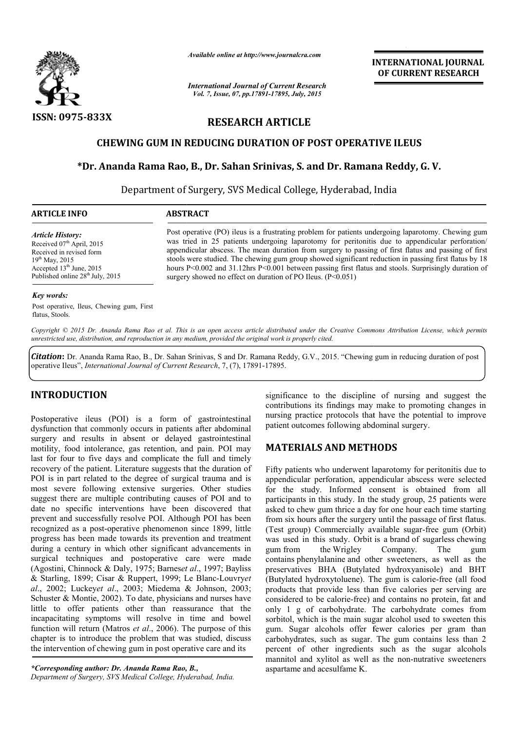*Available online at http://www.journalcra.com*

*International Journal of Current Research*
*Vol. 7, Issue, 07, pp.17891-17895, July, 2015*

**INTERNATIONAL JOURNAL OF CURRENT RESEARCH**

**ISSN: 0975-833X**

**RESEARCH ARTICLE**

# CHEWING GUM IN REDUCING DURATION OF POST OPERATIVE ILEUS

**\*Dr. Ananda Rama Rao, B., Dr. Sahan Srinivas, S. and Dr. Ramana Reddy, G. V.**

Department of Surgery, SVS Medical College, Hyderabad, India

**ARTICLE INFO**

*Article History:*
Received 07th April, 2015
Received in revised form 19th May, 2015
Accepted 13th June, 2015
Published online 28th July, 2015

*Key words:*
Post operative, Ileus, Chewing gum, First flatus, Stools.

**ABSTRACT**

Post operative (PO) ileus is a frustrating problem for patients undergoing laparotomy. Chewing gum was tried in 25 patients undergoing laparotomy for peritonitis due to appendicular perforation/ appendicular abscess. The mean duration from surgery to passing of first flatus and passing of first stools were studied. The chewing gum group showed significant reduction in passing first flatus by 18 hours $P<0.002$ and 31.12hrs $P<0.001$ between passing first flatus and stools. Surprisingly duration of surgery showed no effect on duration of PO Ileus. ($P<0.051$)

*Copyright © 2015 Dr. Ananda Rama Rao et al. This is an open access article distributed under the Creative Commons Attribution License, which permits unrestricted use, distribution, and reproduction in any medium, provided the original work is properly cited.*

***Citation*****:** Dr. Ananda Rama Rao, B., Dr. Sahan Srinivas, S and Dr. Ramana Reddy, G.V., 2015. "Chewing gum in reducing duration of post operative Ileus", *International Journal of Current Research*, 7, (7), 17891-17895.

## INTRODUCTION

Postoperative ileus (POI) is a form of gastrointestinal dysfunction that commonly occurs in patients after abdominal surgery and results in absent or delayed gastrointestinal motility, food intolerance, gas retention, and pain. POI may last for four to five days and complicate the full and timely recovery of the patient. Literature suggests that the duration of POI is in part related to the degree of surgical trauma and is most severe following extensive surgeries. Other studies suggest there are multiple contributing causes of POI and to date no specific interventions have been discovered that prevent and successfully resolve POI. Although POI has been recognized as a post-operative phenomenon since 1899, little progress has been made towards its prevention and treatment during a century in which other significant advancements in surgical techniques and postoperative care were made (Agostini, Chinnock & Daly, 1975; Barnes*et al*., 1997; Bayliss & Starling, 1899; Cisar & Ruppert, 1999; Le Blanc-Louvry*et al*., 2002; Luckey*et al*., 2003; Miedema & Johnson, 2003; Schuster & Montie, 2002). To date, physicians and nurses have little to offer patients other than reassurance that the incapacitating symptoms will resolve in time and bowel function will return (Matros *et al*., 2006). The purpose of this chapter is to introduce the problem that was studied, discuss the intervention of chewing gum in post operative care and its significance to the discipline of nursing and suggest the contributions its findings may make to promoting changes in nursing practice protocols that have the potential to improve patient outcomes following abdominal surgery.

## MATERIALS AND METHODS

Fifty patients who underwent laparotomy for peritonitis due to appendicular perforation, appendicular abscess were selected for the study. Informed consent is obtained from all participants in this study. In the study group, 25 patients were asked to chew gum thrice a day for one hour each time starting from six hours after the surgery until the passage of first flatus. (Test group) Commercially available sugar-free gum (Orbit) was used in this study. Orbit is a brand of sugarless chewing gum from the Wrigley Company. The gum contains phenylalanine and other sweeteners, as well as the preservatives BHA (Butylated hydroxyanisole) and BHT (Butylated hydroxytoluene). The gum is calorie-free (all food products that provide less than five calories per serving are considered to be calorie-free) and contains no protein, fat and only 1 g of carbohydrate. The carbohydrate comes from sorbitol, which is the main sugar alcohol used to sweeten this gum. Sugar alcohols offer fewer calories per gram than carbohydrates, such as sugar. The gum contains less than 2 percent of other ingredients such as the sugar alcohols mannitol and xylitol as well as the non-nutrative sweeteners aspartame and acesulfame K.

*\*Corresponding author: Dr. Ananda Rama Rao, B.,*
*Department of Surgery, SVS Medical College, Hyderabad, India.*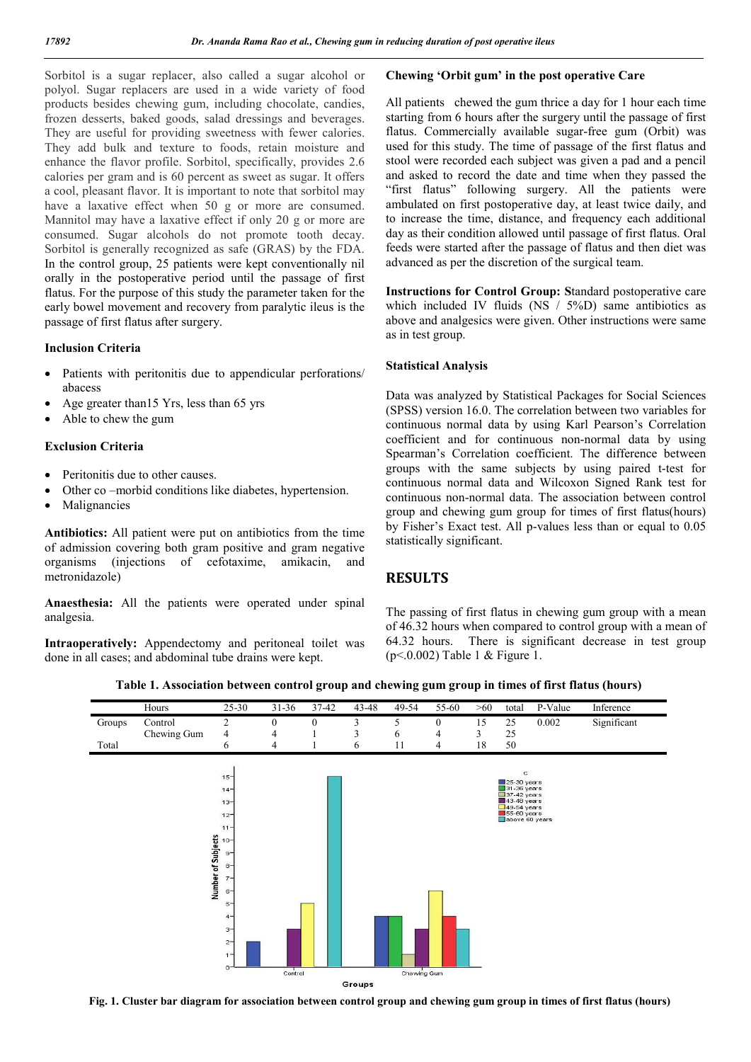Sorbitol is a sugar replacer, also called a sugar alcohol or polyol. Sugar replacers are used in a wide variety of food products besides chewing gum, including chocolate, candies, frozen desserts, baked goods, salad dressings and beverages. They are useful for providing sweetness with fewer calories. They add bulk and texture to foods, retain moisture and enhance the flavor profile. Sorbitol, specifically, provides 2.6 calories per gram and is 60 percent as sweet as sugar. It offers a cool, pleasant flavor. It is important to note that sorbitol may have a laxative effect when 50 g or more are consumed. Mannitol may have a laxative effect if only 20 g or more are consumed. Sugar alcohols do not promote tooth decay. Sorbitol is generally recognized as safe (GRAS) by the FDA. In the control group, 25 patients were kept conventionally nil orally in the postoperative period until the passage of first flatus. For the purpose of this study the parameter taken for the early bowel movement and recovery from paralytic ileus is the passage of first flatus after surgery.

### Inclusion Criteria

- Patients with peritonitis due to appendicular perforations/ abacess
- Age greater than15 Yrs, less than 65 yrs
- Able to chew the gum

### Exclusion Criteria

- Peritonitis due to other causes.
- Other co –morbid conditions like diabetes, hypertension.
- Malignancies

**Antibiotics:** All patient were put on antibiotics from the time of admission covering both gram positive and gram negative organisms (injections of cefotaxime, amikacin, and metronidazole)

**Anaesthesia:** All the patients were operated under spinal analgesia.

**Intraoperatively:** Appendectomy and peritoneal toilet was done in all cases; and abdominal tube drains were kept.

### Chewing 'Orbit gum' in the post operative Care

All patients chewed the gum thrice a day for 1 hour each time starting from 6 hours after the surgery until the passage of first flatus. Commercially available sugar-free gum (Orbit) was used for this study. The time of passage of the first flatus and stool were recorded each subject was given a pad and a pencil and asked to record the date and time when they passed the "first flatus" following surgery. All the patients were ambulated on first postoperative day, at least twice daily, and to increase the time, distance, and frequency each additional day as their condition allowed until passage of first flatus. Oral feeds were started after the passage of flatus and then diet was advanced as per the discretion of the surgical team.

**Instructions for Control Group: S**tandard postoperative care which included IV fluids (NS / 5%D) same antibiotics as above and analgesics were given. Other instructions were same as in test group.

### Statistical Analysis

Data was analyzed by Statistical Packages for Social Sciences (SPSS) version 16.0. The correlation between two variables for continuous normal data by using Karl Pearson's Correlation coefficient and for continuous non-normal data by using Spearman's Correlation coefficient. The difference between groups with the same subjects by using paired t-test for continuous normal data and Wilcoxon Signed Rank test for continuous non-normal data. The association between control group and chewing gum group for times of first flatus(hours) by Fisher's Exact test. All p-values less than or equal to 0.05 statistically significant.

## RESULTS

The passing of first flatus in chewing gum group with a mean of 46.32 hours when compared to control group with a mean of 64.32 hours. There is significant decrease in test group ($p<.0.002$) Table 1 & Figure 1.

**Table 1. Association between control group and chewing gum group in times of first flatus (hours)**

| | Hours | 25-30 | 31-36 | 37-42 | 43-48 | 49-54 | 55-60 | >60 | total | P-Value | Inference |
|---|---|---|---|---|---|---|---|---|---|---|---|
| Groups | Control | 2 | 0 | 0 | 3 | 5 | 0 | 15 | 25 | 0.002 | Significant |
| | Chewing Gum | 4 | 4 | 1 | 3 | 6 | 4 | 3 | 25 | | |
| Total | | 6 | 4 | 1 | 6 | 11 | 4 | 18 | 50 | | |

**Fig. 1. Cluster bar diagram for association between control group and chewing gum group in times of first flatus (hours)**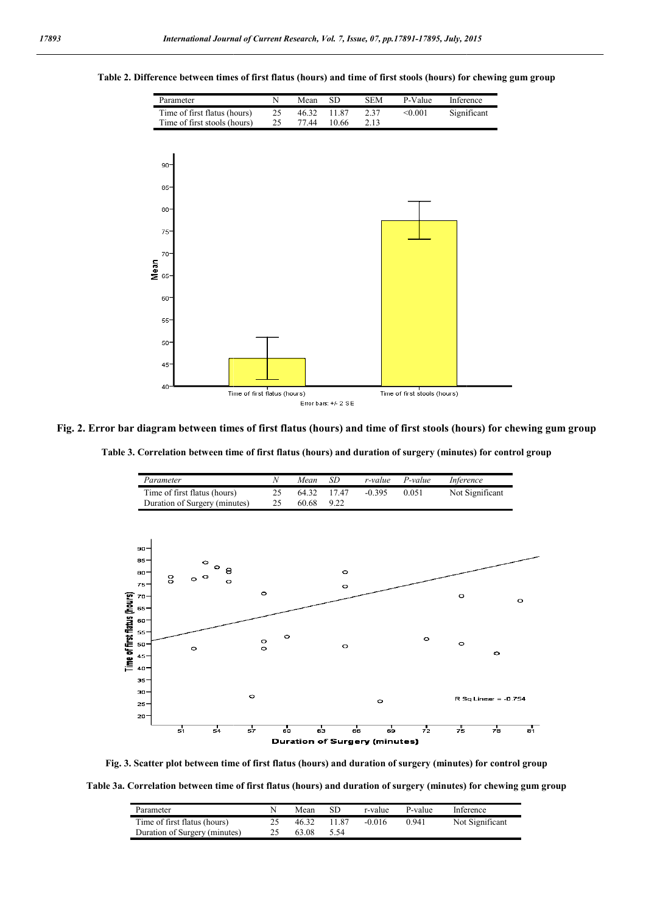**Table 2. Difference between times of first flatus (hours) and time of first stools (hours) for chewing gum group**

| Parameter | N | Mean | SD | SEM | P-Value | Inference |
|---|---|---|---|---|---|---|
| Time of first flatus (hours) | 25 | 46.32 | 11.87 | 2.37 | <0.001 | Significant |
| Time of first stools (hours) | 25 | 77.44 | 10.66 | 2.13 | | |

**Fig. 2. Error bar diagram between times of first flatus (hours) and time of first stools (hours) for chewing gum group**

**Table 3. Correlation between time of first flatus (hours) and duration of surgery (minutes) for control group**

| *Parameter* | *N* | *Mean* | *SD* | *r-value* | *P-value* | *Inference* |
|---|---|---|---|---|---|---|
| Time of first flatus (hours) | 25 | 64.32 | 17.47 | -0.395 | 0.051 | Not Significant |
| Duration of Surgery (minutes) | 25 | 60.68 | 9.22 | | | |

**Fig. 3. Scatter plot between time of first flatus (hours) and duration of surgery (minutes) for control group**

**Table 3a. Correlation between time of first flatus (hours) and duration of surgery (minutes) for chewing gum group**

| Parameter | N | Mean | SD | r-value | P-value | Inference |
|---|---|---|---|---|---|---|
| Time of first flatus (hours) | 25 | 46.32 | 11.87 | -0.016 | 0.941 | Not Significant |
| Duration of Surgery (minutes) | 25 | 63.08 | 5.54 | | | |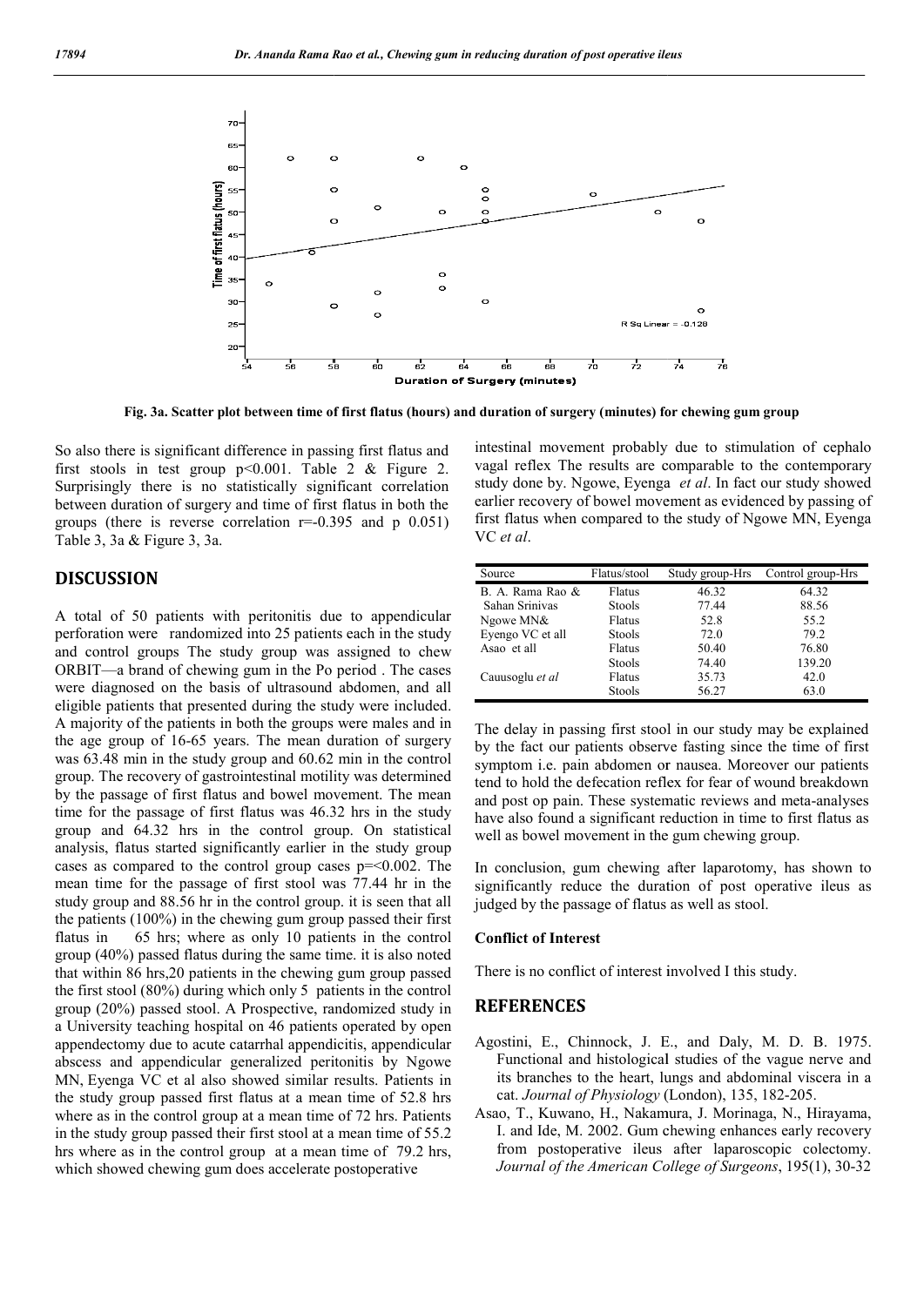Fig. 3a. Scatter plot between time of first flatus (hours) and duration of surgery (minutes) for chewing gum group

So also there is significant difference in passing first flatus and first stools in test group p<0.001. Table 2 & Figure 2. Surprisingly there is no statistically significant correlation between duration of surgery and time of first flatus in both the groups (there is reverse correlation r=-0.395 and p 0.051) Table 3, 3a & Figure 3, 3a.

## DISCUSSION

A total of 50 patients with peritonitis due to appendicular perforation were randomized into 25 patients each in the study and control groups The study group was assigned to chew ORBIT—a brand of chewing gum in the Po period . The cases were diagnosed on the basis of ultrasound abdomen, and all eligible patients that presented during the study were included. A majority of the patients in both the groups were males and in the age group of 16-65 years. The mean duration of surgery was 63.48 min in the study group and 60.62 min in the control group. The recovery of gastrointestinal motility was determined by the passage of first flatus and bowel movement. The mean time for the passage of first flatus was 46.32 hrs in the study group and 64.32 hrs in the control group. On statistical analysis, flatus started significantly earlier in the study group cases as compared to the control group cases p=<0.002. The mean time for the passage of first stool was 77.44 hr in the study group and 88.56 hr in the control group. it is seen that all the patients (100%) in the chewing gum group passed their first flatus in 65 hrs; where as only 10 patients in the control group (40%) passed flatus during the same time. it is also noted that within 86 hrs,20 patients in the chewing gum group passed the first stool (80%) during which only 5 patients in the control group (20%) passed stool. A Prospective, randomized study in a University teaching hospital on 46 patients operated by open appendectomy due to acute catarrhal appendicitis, appendicular abscess and appendicular generalized peritonitis by Ngowe MN, Eyenga VC et al also showed similar results. Patients in the study group passed first flatus at a mean time of 52.8 hrs where as in the control group at a mean time of 72 hrs. Patients in the study group passed their first stool at a mean time of 55.2 hrs where as in the control group at a mean time of 79.2 hrs, which showed chewing gum does accelerate postoperative intestinal movement probably due to stimulation of cephalo vagal reflex The results are comparable to the contemporary study done by. Ngowe, Eyenga *et al*. In fact our study showed earlier recovery of bowel movement as evidenced by passing of first flatus when compared to the study of Ngowe MN, Eyenga VC *et al*.

| Source | Flatus/stool | Study group-Hrs | Control group-Hrs |
|---|---|---|---|
| B. A. Rama Rao & | Flatus | 46.32 | 64.32 |
| Sahan Srinivas | Stools | 77.44 | 88.56 |
| Ngowe MN& | Flatus | 52.8 | 55.2 |
| Eyengo VC et all | Stools | 72.0 | 79.2 |
| Asao et all | Flatus | 50.40 | 76.80 |
| | Stools | 74.40 | 139.20 |
| Cauusoglu *et al* | Flatus | 35.73 | 42.0 |
| | Stools | 56.27 | 63.0 |

The delay in passing first stool in our study may be explained by the fact our patients observe fasting since the time of first symptom i.e. pain abdomen or nausea. Moreover our patients tend to hold the defecation reflex for fear of wound breakdown and post op pain. These systematic reviews and meta-analyses have also found a significant reduction in time to first flatus as well as bowel movement in the gum chewing group.

In conclusion, gum chewing after laparotomy, has shown to significantly reduce the duration of post operative ileus as judged by the passage of flatus as well as stool.

**Conflict of Interest**

There is no conflict of interest involved I this study.

## REFERENCES

Agostini, E., Chinnock, J. E., and Daly, M. D. B. 1975. Functional and histological studies of the vague nerve and its branches to the heart, lungs and abdominal viscera in a cat. *Journal of Physiology* (London), 135, 182-205.

Asao, T., Kuwano, H., Nakamura, J. Morinaga, N., Hirayama, I. and Ide, M. 2002. Gum chewing enhances early recovery from postoperative ileus after laparoscopic colectomy. *Journal of the American College of Surgeons*, 195(1), 30-32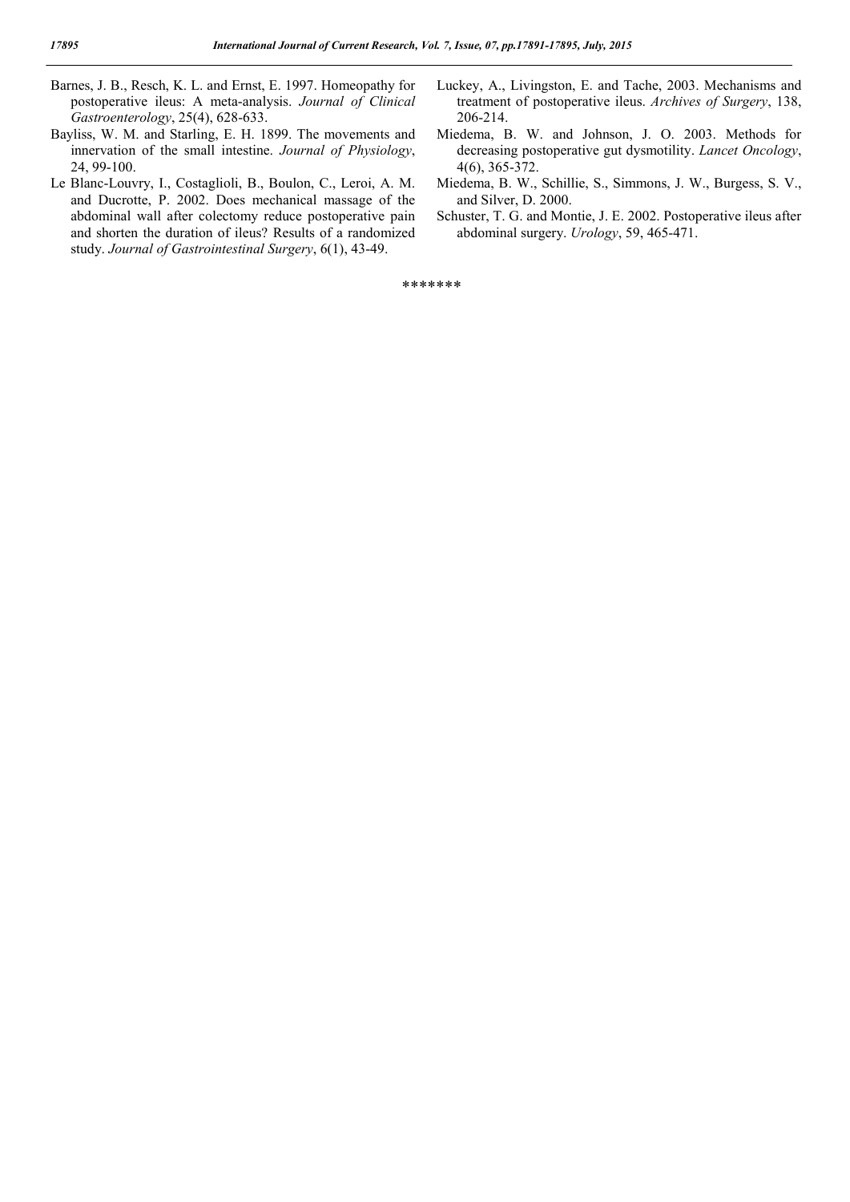Barnes, J. B., Resch, K. L. and Ernst, E. 1997. Homeopathy for postoperative ileus: A meta-analysis. *Journal of Clinical Gastroenterology*, 25(4), 628-633.

Bayliss, W. M. and Starling, E. H. 1899. The movements and innervation of the small intestine. *Journal of Physiology*, 24, 99-100.

Le Blanc-Louvry, I., Costaglioli, B., Boulon, C., Leroi, A. M. and Ducrotte, P. 2002. Does mechanical massage of the abdominal wall after colectomy reduce postoperative pain and shorten the duration of ileus? Results of a randomized study. *Journal of Gastrointestinal Surgery*, 6(1), 43-49.

Luckey, A., Livingston, E. and Tache, 2003. Mechanisms and treatment of postoperative ileus. *Archives of Surgery*, 138, 206-214.

Miedema, B. W. and Johnson, J. O. 2003. Methods for decreasing postoperative gut dysmotility. *Lancet Oncology*, 4(6), 365-372.

Miedema, B. W., Schillie, S., Simmons, J. W., Burgess, S. V., and Silver, D. 2000.

Schuster, T. G. and Montie, J. E. 2002. Postoperative ileus after abdominal surgery. *Urology*, 59, 465-471.

*******